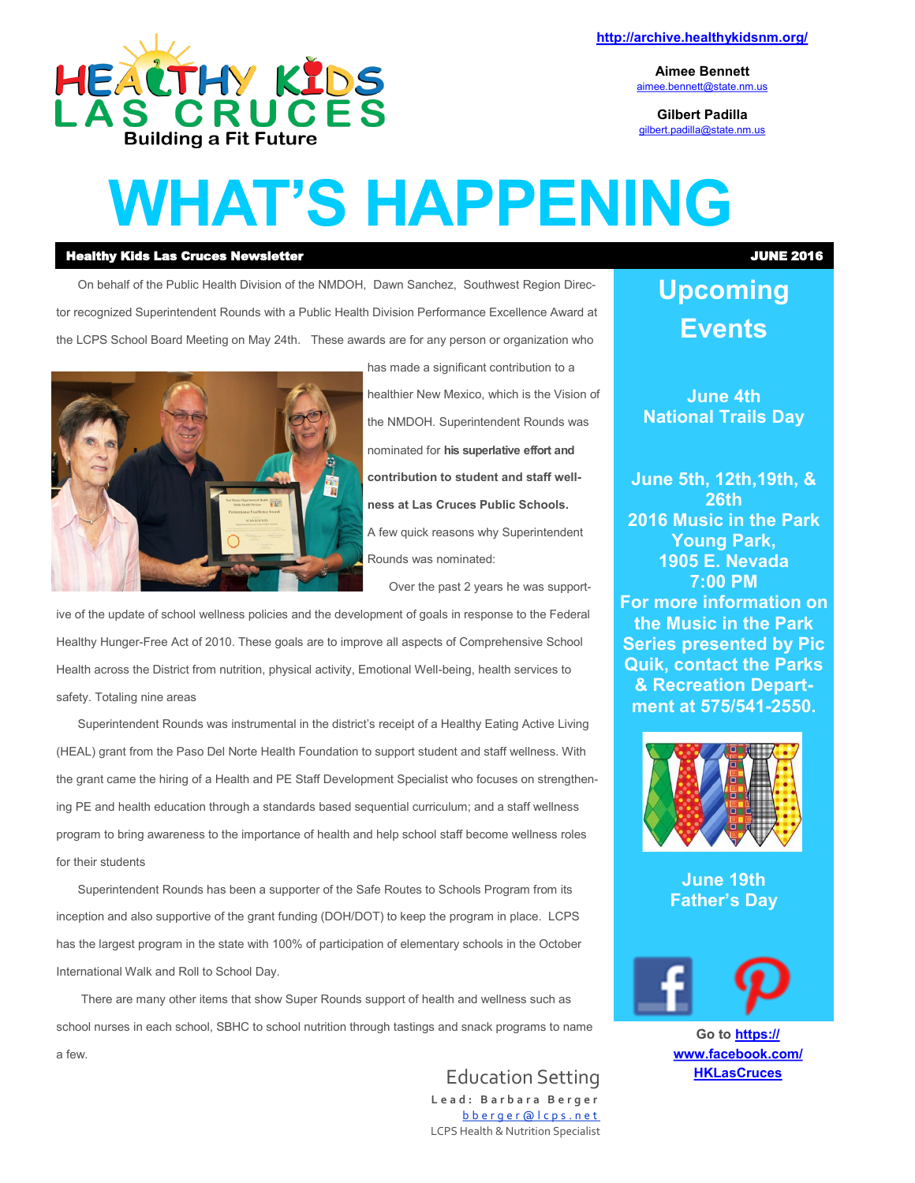http://archive.healthykidsnm.org/

**Aimee Bennett**
aimee.bennett@state.nm.us

**Gilbert Padilla**
gilbert.padilla@state.nm.us

# WHAT'S HAPPENING

**Healthy Kids Las Cruces Newsletter** — **JUNE 2016**

On behalf of the Public Health Division of the NMDOH, Dawn Sanchez, Southwest Region Director recognized Superintendent Rounds with a Public Health Division Performance Excellence Award at the LCPS School Board Meeting on May 24th. These awards are for any person or organization who has made a significant contribution to a healthier New Mexico, which is the Vision of the NMDOH. Superintendent Rounds was nominated for **his superlative effort and contribution to student and staff wellness at Las Cruces Public Schools.**

A few quick reasons why Superintendent Rounds was nominated:

Over the past 2 years he was supportive of the update of school wellness policies and the development of goals in response to the Federal Healthy Hunger-Free Act of 2010. These goals are to improve all aspects of Comprehensive School Health across the District from nutrition, physical activity, Emotional Well-being, health services to safety. Totaling nine areas

Superintendent Rounds was instrumental in the district's receipt of a Healthy Eating Active Living (HEAL) grant from the Paso Del Norte Health Foundation to support student and staff wellness. With the grant came the hiring of a Health and PE Staff Development Specialist who focuses on strengthening PE and health education through a standards based sequential curriculum; and a staff wellness program to bring awareness to the importance of health and help school staff become wellness roles for their students

Superintendent Rounds has been a supporter of the Safe Routes to Schools Program from its inception and also supportive of the grant funding (DOH/DOT) to keep the program in place. LCPS has the largest program in the state with 100% of participation of elementary schools in the October International Walk and Roll to School Day.

There are many other items that show Super Rounds support of health and wellness such as school nurses in each school, SBHC to school nutrition through tastings and snack programs to name a few.

Education Setting
Lead: Barbara Berger
bberger@lcps.net
LCPS Health & Nutrition Specialist

## Upcoming Events

**June 4th**
**National Trails Day**

**June 5th, 12th,19th, & 26th**
**2016 Music in the Park**
**Young Park,**
**1905 E. Nevada**
**7:00 PM**
**For more information on the Music in the Park Series presented by Pic Quik, contact the Parks & Recreation Department at 575/541-2550.**

**June 19th**
**Father's Day**

**Go to https://www.facebook.com/HKLasCruces**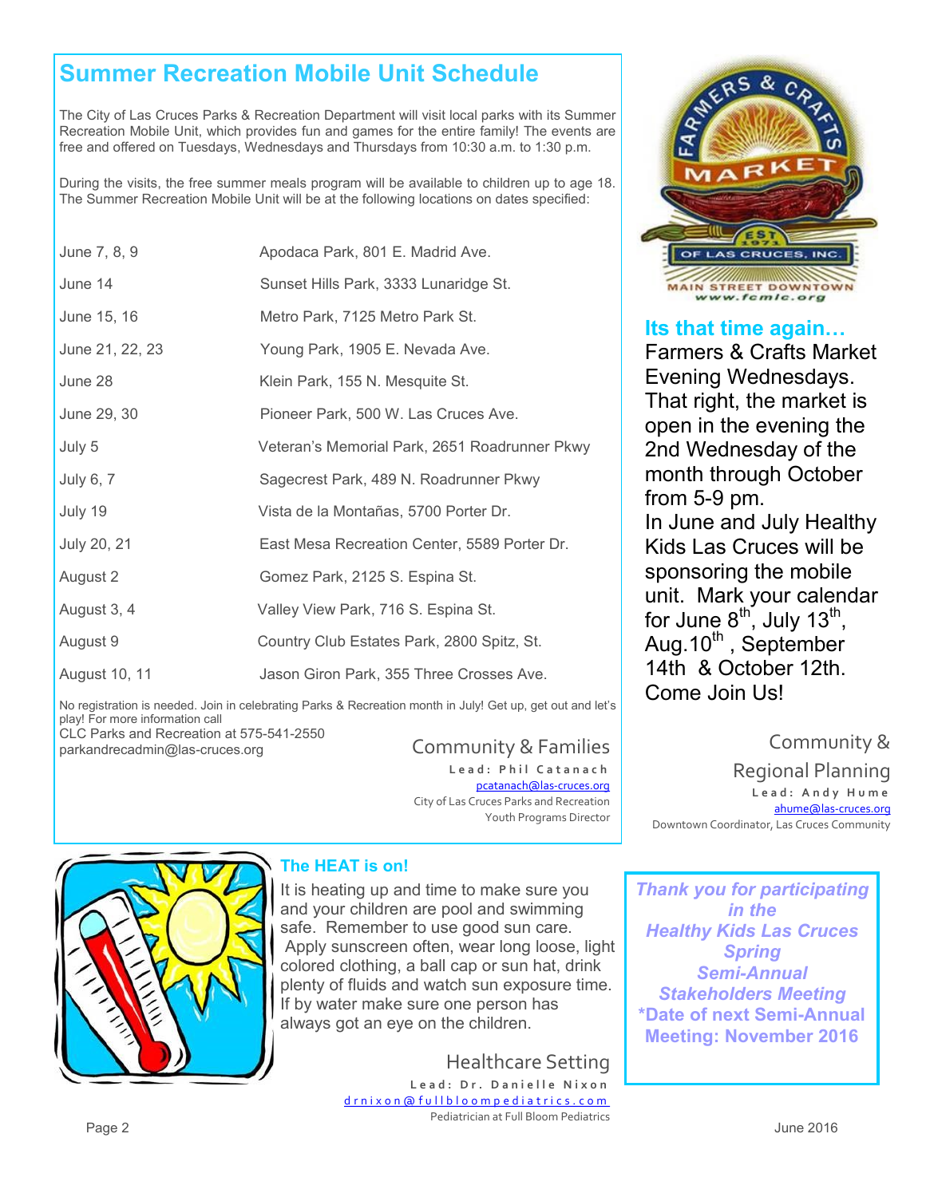## Summer Recreation Mobile Unit Schedule

The City of Las Cruces Parks & Recreation Department will visit local parks with its Summer Recreation Mobile Unit, which provides fun and games for the entire family! The events are free and offered on Tuesdays, Wednesdays and Thursdays from 10:30 a.m. to 1:30 p.m.

During the visits, the free summer meals program will be available to children up to age 18. The Summer Recreation Mobile Unit will be at the following locations on dates specified:

| Dates | Location |
|---|---|
| June 7, 8, 9 | Apodaca Park, 801 E. Madrid Ave. |
| June 14 | Sunset Hills Park, 3333 Lunaridge St. |
| June 15, 16 | Metro Park, 7125 Metro Park St. |
| June 21, 22, 23 | Young Park, 1905 E. Nevada Ave. |
| June 28 | Klein Park, 155 N. Mesquite St. |
| June 29, 30 | Pioneer Park, 500 W. Las Cruces Ave. |
| July 5 | Veteran's Memorial Park, 2651 Roadrunner Pkwy |
| July 6, 7 | Sagecrest Park, 489 N. Roadrunner Pkwy |
| July 19 | Vista de la Montañas, 5700 Porter Dr. |
| July 20, 21 | East Mesa Recreation Center, 5589 Porter Dr. |
| August 2 | Gomez Park, 2125 S. Espina St. |
| August 3, 4 | Valley View Park, 716 S. Espina St. |
| August 9 | Country Club Estates Park, 2800 Spitz, St. |
| August 10, 11 | Jason Giron Park, 355 Three Crosses Ave. |

No registration is needed. Join in celebrating Parks & Recreation month in July! Get up, get out and let's play! For more information call
CLC Parks and Recreation at 575-541-2550
parkandrecadmin@las-cruces.org

Community & Families
**Lead: Phil Catanach**
pcatanach@las-cruces.org
City of Las Cruces Parks and Recreation
Youth Programs Director

Farmers & Crafts Market of Las Cruces, Inc. — EST 1971 — Main Street Downtown — www.fcmlc.org

### Its that time again…

Farmers & Crafts Market Evening Wednesdays. That right, the market is open in the evening the 2nd Wednesday of the month through October from 5-9 pm.
In June and July Healthy Kids Las Cruces will be sponsoring the mobile unit. Mark your calendar for June 8th, July 13th, Aug.10th, September 14th & October 12th. Come Join Us!

Community & Regional Planning
**Lead: Andy Hume**
ahume@las-cruces.org
Downtown Coordinator, Las Cruces Community

### The HEAT is on!

It is heating up and time to make sure you and your children are pool and swimming safe. Remember to use good sun care. Apply sunscreen often, wear long loose, light colored clothing, a ball cap or sun hat, drink plenty of fluids and watch sun exposure time. If by water make sure one person has always got an eye on the children.

Healthcare Setting
**Lead: Dr. Danielle Nixon**
drnixon@fullbloompediatrics.com
Pediatrician at Full Bloom Pediatrics

***Thank you for participating in the Healthy Kids Las Cruces Spring Semi-Annual Stakeholders Meeting***
**\*Date of next Semi-Annual Meeting: November 2016**

June 2016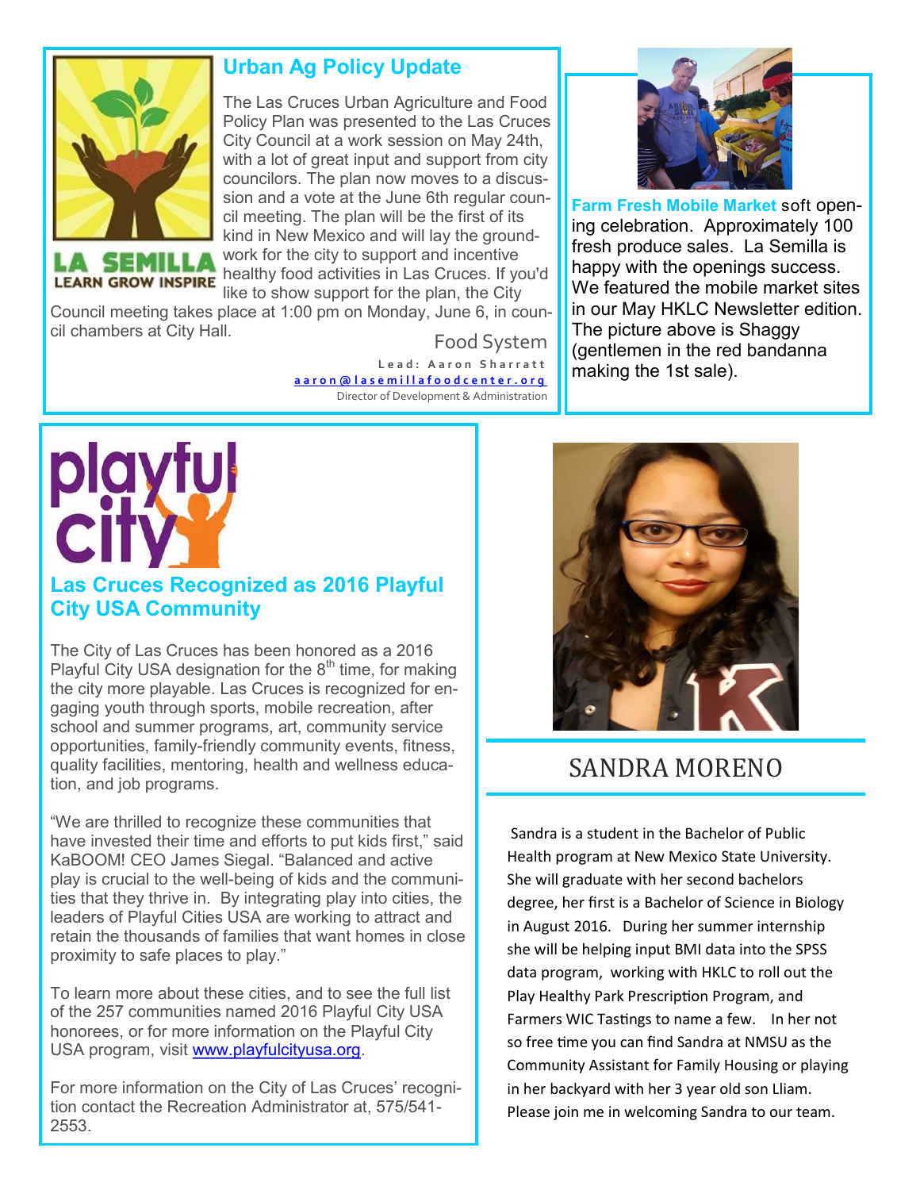## Urban Ag Policy Update

The Las Cruces Urban Agriculture and Food Policy Plan was presented to the Las Cruces City Council at a work session on May 24th, with a lot of great input and support from city councilors. The plan now moves to a discussion and a vote at the June 6th regular council meeting. The plan will be the first of its kind in New Mexico and will lay the groundwork for the city to support and incentive healthy food activities in Las Cruces. If you'd like to show support for the plan, the City Council meeting takes place at 1:00 pm on Monday, June 6, in council chambers at City Hall.

Food System

Lead: Aaron Sharratt
aaron@lasemillafoodcenter.org
Director of Development & Administration

**Farm Fresh Mobile Market** soft opening celebration. Approximately 100 fresh produce sales. La Semilla is happy with the openings success. We featured the mobile market sites in our May HKLC Newsletter edition. The picture above is Shaggy (gentlemen in the red bandanna making the 1st sale).

## Las Cruces Recognized as 2016 Playful City USA Community

The City of Las Cruces has been honored as a 2016 Playful City USA designation for the 8th time, for making the city more playable. Las Cruces is recognized for engaging youth through sports, mobile recreation, after school and summer programs, art, community service opportunities, family-friendly community events, fitness, quality facilities, mentoring, health and wellness education, and job programs.

"We are thrilled to recognize these communities that have invested their time and efforts to put kids first," said KaBOOM! CEO James Siegal. "Balanced and active play is crucial to the well-being of kids and the communities that they thrive in. By integrating play into cities, the leaders of Playful Cities USA are working to attract and retain the thousands of families that want homes in close proximity to safe places to play."

To learn more about these cities, and to see the full list of the 257 communities named 2016 Playful City USA honorees, or for more information on the Playful City USA program, visit www.playfulcityusa.org.

For more information on the City of Las Cruces' recognition contact the Recreation Administrator at, 575/541-2553.

## SANDRA MORENO

Sandra is a student in the Bachelor of Public Health program at New Mexico State University. She will graduate with her second bachelors degree, her first is a Bachelor of Science in Biology in August 2016. During her summer internship she will be helping input BMI data into the SPSS data program, working with HKLC to roll out the Play Healthy Park Prescription Program, and Farmers WIC Tastings to name a few. In her not so free time you can find Sandra at NMSU as the Community Assistant for Family Housing or playing in her backyard with her 3 year old son Lliam. Please join me in welcoming Sandra to our team.